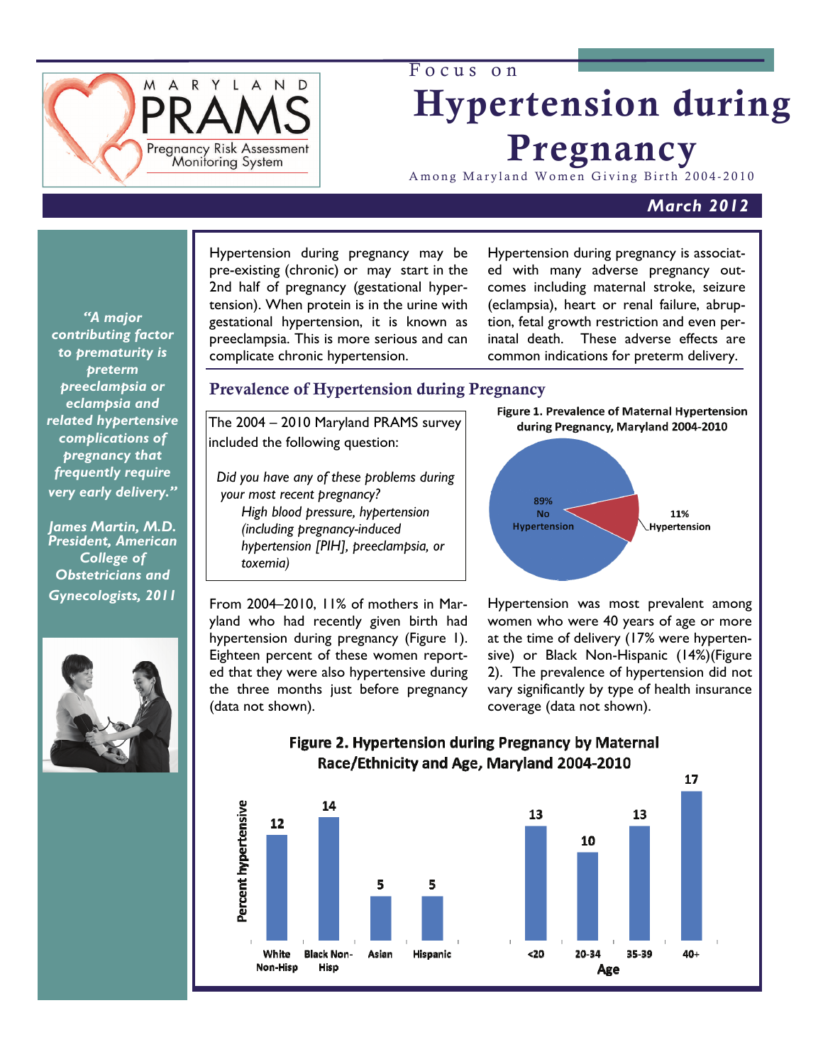MARYLAND PRAMS
Pregnancy Risk Assessment Monitoring System

Focus on

# Hypertension during Pregnancy

Among Maryland Women Giving Birth 2004-2010

**March 2012**

*"A major contributing factor to prematurity is preterm preeclampsia or eclampsia and related hypertensive complications of pregnancy that frequently require very early delivery."*

*James Martin, M.D. President, American College of Obstetricians and Gynecologists, 2011*

Hypertension during pregnancy may be pre-existing (chronic) or may start in the 2nd half of pregnancy (gestational hypertension). When protein is in the urine with gestational hypertension, it is known as preeclampsia. This is more serious and can complicate chronic hypertension.

Hypertension during pregnancy is associated with many adverse pregnancy outcomes including maternal stroke, seizure (eclampsia), heart or renal failure, abruption, fetal growth restriction and even perinatal death. These adverse effects are common indications for preterm delivery.

## Prevalence of Hypertension during Pregnancy

The 2004 – 2010 Maryland PRAMS survey included the following question:

*Did you have any of these problems during your most recent pregnancy?*
*High blood pressure, hypertension (including pregnancy-induced hypertension [PIH], preeclampsia, or toxemia)*

**Figure 1. Prevalence of Maternal Hypertension during Pregnancy, Maryland 2004-2010**

| Category | Percent |
|---|---|
| No Hypertension | 89% |
| Hypertension | 11% |

From 2004–2010, 11% of mothers in Maryland who had recently given birth had hypertension during pregnancy (Figure 1). Eighteen percent of these women reported that they were also hypertensive during the three months just before pregnancy (data not shown).

Hypertension was most prevalent among women who were 40 years of age or more at the time of delivery (17% were hypertensive) or Black Non-Hispanic (14%)(Figure 2). The prevalence of hypertension did not vary significantly by type of health insurance coverage (data not shown).

**Figure 2. Hypertension during Pregnancy by Maternal Race/Ethnicity and Age, Maryland 2004-2010**

| Group | Percent hypertensive |
|---|---|
| White Non-Hisp | 12 |
| Black Non-Hisp | 14 |
| Asian | 5 |
| Hispanic | 5 |
| Age <20 | 13 |
| Age 20-34 | 10 |
| Age 35-39 | 13 |
| Age 40+ | 17 |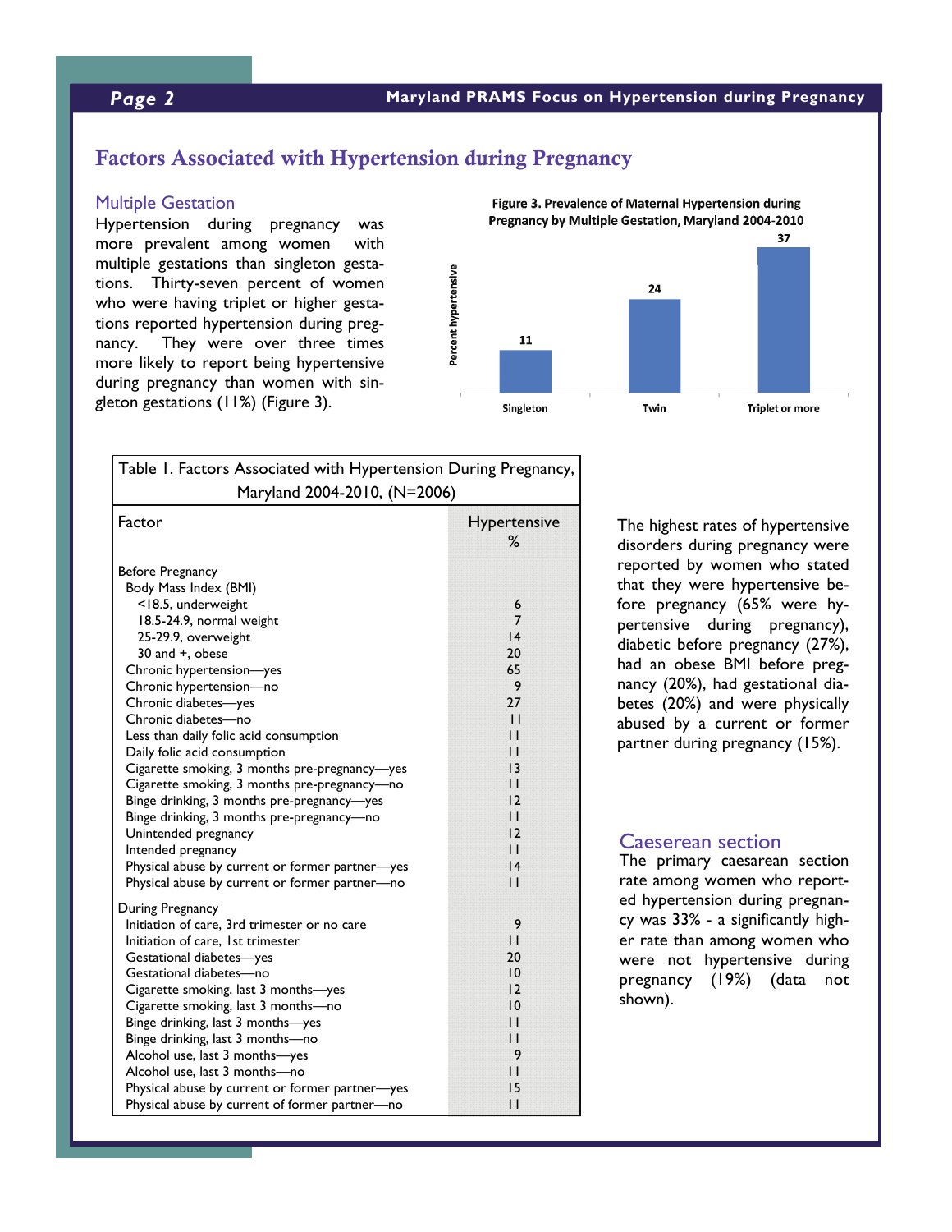# Factors Associated with Hypertension during Pregnancy

## Multiple Gestation

Hypertension during pregnancy was more prevalent among women with multiple gestations than singleton gestations. Thirty-seven percent of women who were having triplet or higher gestations reported hypertension during pregnancy. They were over three times more likely to report being hypertensive during pregnancy than women with singleton gestations (11%) (Figure 3).

**Figure 3. Prevalence of Maternal Hypertension during Pregnancy by Multiple Gestation, Maryland 2004-2010**

| | Percent hypertensive |
|---|---|
| Singleton | 11 |
| Twin | 24 |
| Triplet or more | 37 |

Table 1. Factors Associated with Hypertension During Pregnancy, Maryland 2004-2010, (N=2006)

| Factor | Hypertensive % |
|---|---|
| **Before Pregnancy** | |
| Body Mass Index (BMI) | |
| <18.5, underweight | 6 |
| 18.5-24.9, normal weight | 7 |
| 25-29.9, overweight | 14 |
| 30 and +, obese | 20 |
| Chronic hypertension—yes | 65 |
| Chronic hypertension—no | 9 |
| Chronic diabetes—yes | 27 |
| Chronic diabetes—no | 11 |
| Less than daily folic acid consumption | 11 |
| Daily folic acid consumption | 11 |
| Cigarette smoking, 3 months pre-pregnancy—yes | 13 |
| Cigarette smoking, 3 months pre-pregnancy—no | 11 |
| Binge drinking, 3 months pre-pregnancy—yes | 12 |
| Binge drinking, 3 months pre-pregnancy—no | 11 |
| Unintended pregnancy | 12 |
| Intended pregnancy | 11 |
| Physical abuse by current or former partner—yes | 14 |
| Physical abuse by current or former partner—no | 11 |
| **During Pregnancy** | |
| Initiation of care, 3rd trimester or no care | 9 |
| Initiation of care, 1st trimester | 11 |
| Gestational diabetes—yes | 20 |
| Gestational diabetes—no | 10 |
| Cigarette smoking, last 3 months—yes | 12 |
| Cigarette smoking, last 3 months—no | 10 |
| Binge drinking, last 3 months—yes | 11 |
| Binge drinking, last 3 months—no | 11 |
| Alcohol use, last 3 months—yes | 9 |
| Alcohol use, last 3 months—no | 11 |
| Physical abuse by current or former partner—yes | 15 |
| Physical abuse by current of former partner—no | 11 |

The highest rates of hypertensive disorders during pregnancy were reported by women who stated that they were hypertensive before pregnancy (65% were hypertensive during pregnancy), diabetic before pregnancy (27%), had an obese BMI before pregnancy (20%), had gestational diabetes (20%) and were physically abused by a current or former partner during pregnancy (15%).

## Caeserean section

The primary caesarean section rate among women who reported hypertension during pregnancy was 33% - a significantly higher rate than among women who were not hypertensive during pregnancy (19%) (data not shown).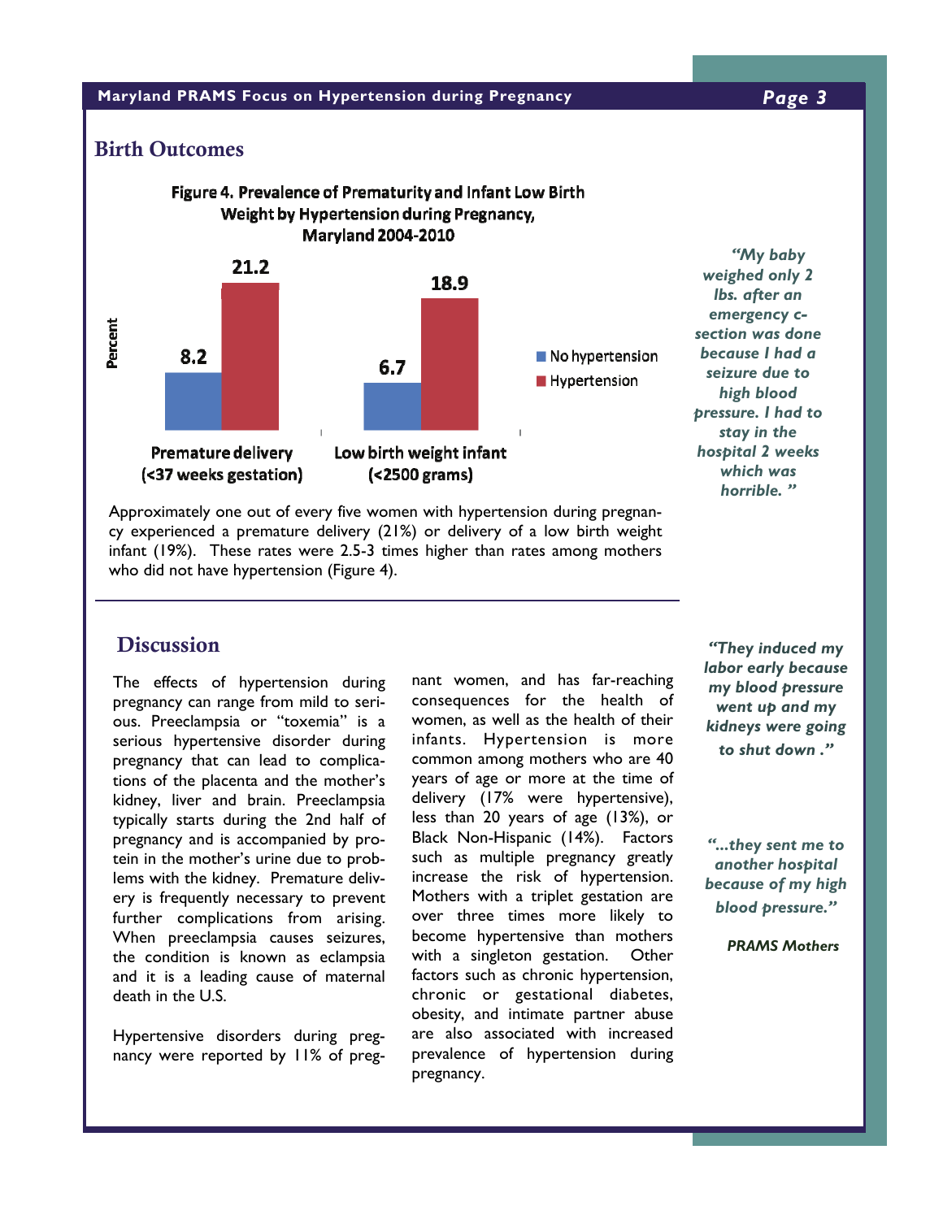## Birth Outcomes

**Figure 4. Prevalence of Prematurity and Infant Low Birth Weight by Hypertension during Pregnancy, Maryland 2004-2010**

| Percent | No hypertension | Hypertension |
|---|---|---|
| Premature delivery (<37 weeks gestation) | 8.2 | 21.2 |
| Low birth weight infant (<2500 grams) | 6.7 | 18.9 |

*"My baby weighed only 2 lbs. after an emergency c-section was done because I had a seizure due to high blood pressure. I had to stay in the hospital 2 weeks which was horrible. "*

Approximately one out of every five women with hypertension during pregnancy experienced a premature delivery (21%) or delivery of a low birth weight infant (19%). These rates were 2.5-3 times higher than rates among mothers who did not have hypertension (Figure 4).

## Discussion

The effects of hypertension during pregnancy can range from mild to serious. Preeclampsia or "toxemia" is a serious hypertensive disorder during pregnancy that can lead to complications of the placenta and the mother's kidney, liver and brain. Preeclampsia typically starts during the 2nd half of pregnancy and is accompanied by protein in the mother's urine due to problems with the kidney. Premature delivery is frequently necessary to prevent further complications from arising. When preeclampsia causes seizures, the condition is known as eclampsia and it is a leading cause of maternal death in the U.S.

Hypertensive disorders during pregnancy were reported by 11% of pregnant women, and has far-reaching consequences for the health of women, as well as the health of their infants. Hypertension is more common among mothers who are 40 years of age or more at the time of delivery (17% were hypertensive), less than 20 years of age (13%), or Black Non-Hispanic (14%). Factors such as multiple pregnancy greatly increase the risk of hypertension. Mothers with a triplet gestation are over three times more likely to become hypertensive than mothers with a singleton gestation. Other factors such as chronic hypertension, chronic or gestational diabetes, obesity, and intimate partner abuse are also associated with increased prevalence of hypertension during pregnancy.

*"They induced my labor early because my blood pressure went up and my kidneys were going to shut down ."*

*"...they sent me to another hospital because of my high blood pressure."*

***PRAMS Mothers***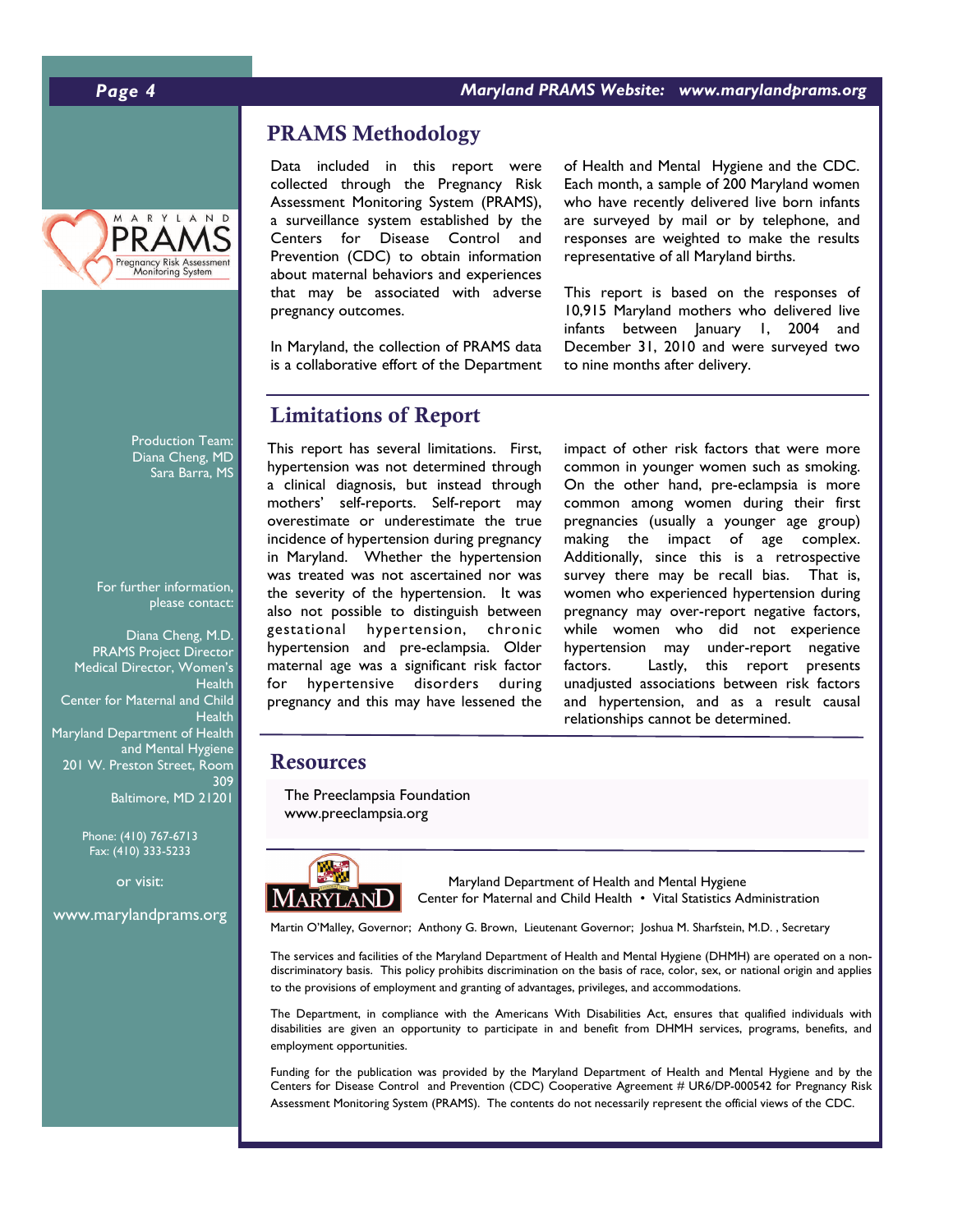## PRAMS Methodology

Data included in this report were collected through the Pregnancy Risk Assessment Monitoring System (PRAMS), a surveillance system established by the Centers for Disease Control and Prevention (CDC) to obtain information about maternal behaviors and experiences that may be associated with adverse pregnancy outcomes.

In Maryland, the collection of PRAMS data is a collaborative effort of the Department of Health and Mental Hygiene and the CDC. Each month, a sample of 200 Maryland women who have recently delivered live born infants are surveyed by mail or by telephone, and responses are weighted to make the results representative of all Maryland births.

This report is based on the responses of 10,915 Maryland mothers who delivered live infants between January 1, 2004 and December 31, 2010 and were surveyed two to nine months after delivery.

## Limitations of Report

This report has several limitations. First, hypertension was not determined through a clinical diagnosis, but instead through mothers' self-reports. Self-report may overestimate or underestimate the true incidence of hypertension during pregnancy in Maryland. Whether the hypertension was treated was not ascertained nor was the severity of the hypertension. It was also not possible to distinguish between gestational hypertension, chronic hypertension and pre-eclampsia. Older maternal age was a significant risk factor for hypertensive disorders during pregnancy and this may have lessened the impact of other risk factors that were more common in younger women such as smoking. On the other hand, pre-eclampsia is more common among women during their first pregnancies (usually a younger age group) making the impact of age complex. Additionally, since this is a retrospective survey there may be recall bias. That is, women who experienced hypertension during pregnancy may over-report negative factors, while women who did not experience hypertension may under-report negative factors. Lastly, this report presents unadjusted associations between risk factors and hypertension, and as a result causal relationships cannot be determined.

## Resources

The Preeclampsia Foundation
www.preeclampsia.org

MARYLAND PRAMS
Pregnancy Risk Assessment Monitoring System

Production Team:
Diana Cheng, MD
Sara Barra, MS

For further information, please contact:

Diana Cheng, M.D.
PRAMS Project Director
Medical Director, Women's Health
Center for Maternal and Child Health
Maryland Department of Health and Mental Hygiene
201 W. Preston Street, Room 309
Baltimore, MD 21201

Phone: (410) 767-6713
Fax: (410) 333-5233

or visit:

www.marylandprams.org

MARYLAND

Maryland Department of Health and Mental Hygiene
Center for Maternal and Child Health • Vital Statistics Administration

Martin O'Malley, Governor; Anthony G. Brown, Lieutenant Governor; Joshua M. Sharfstein, M.D. , Secretary

The services and facilities of the Maryland Department of Health and Mental Hygiene (DHMH) are operated on a non-discriminatory basis. This policy prohibits discrimination on the basis of race, color, sex, or national origin and applies to the provisions of employment and granting of advantages, privileges, and accommodations.

The Department, in compliance with the Americans With Disabilities Act, ensures that qualified individuals with disabilities are given an opportunity to participate in and benefit from DHMH services, programs, benefits, and employment opportunities.

Funding for the publication was provided by the Maryland Department of Health and Mental Hygiene and by the Centers for Disease Control and Prevention (CDC) Cooperative Agreement # UR6/DP-000542 for Pregnancy Risk Assessment Monitoring System (PRAMS). The contents do not necessarily represent the official views of the CDC.